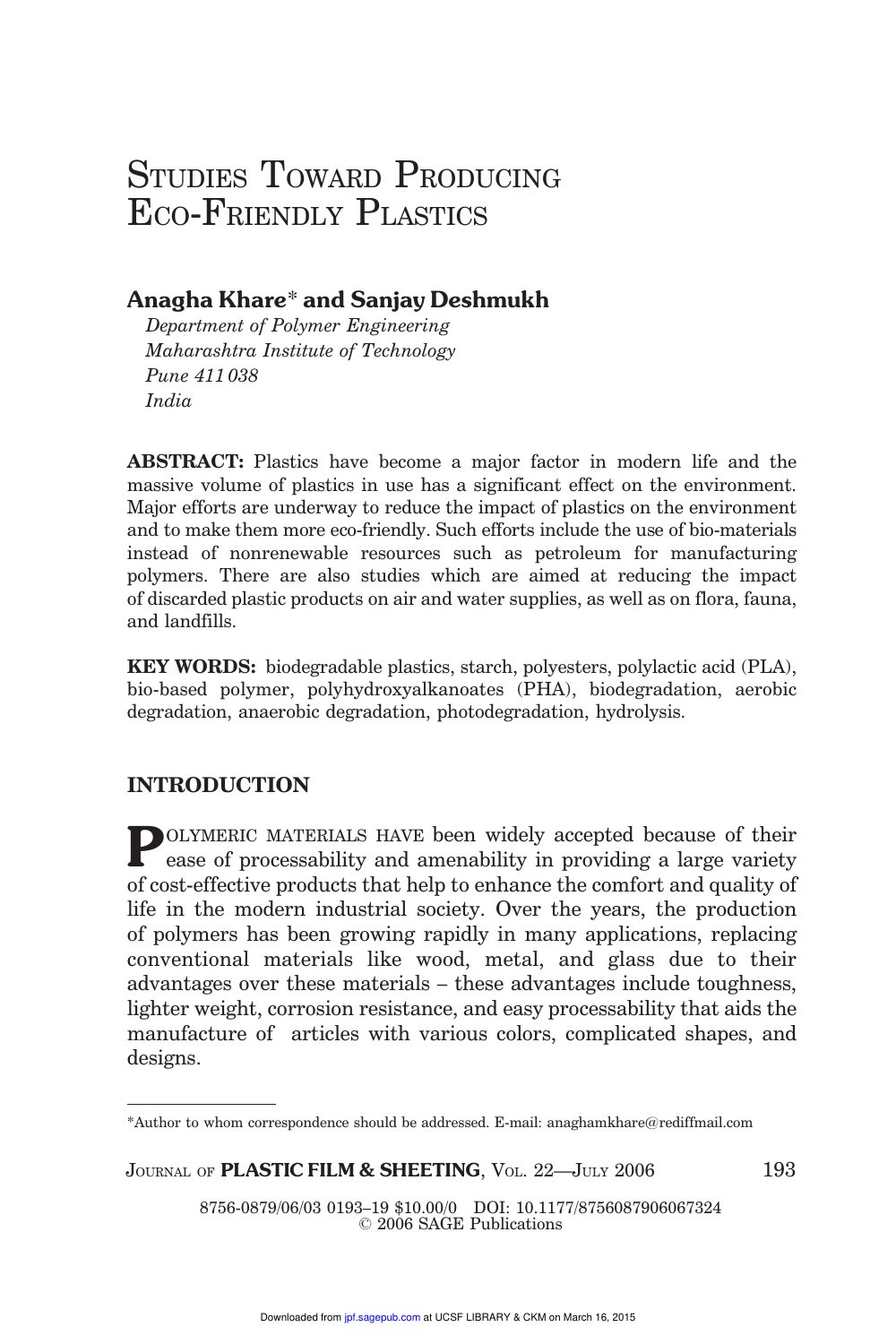# Studies Toward Producing Eco-Friendly Plastics

**Anagha Khare*** **and Sanjay Deshmukh**

*Department of Polymer Engineering*
*Maharashtra Institute of Technology*
*Pune 411 038*
*India*

**ABSTRACT:** Plastics have become a major factor in modern life and the massive volume of plastics in use has a significant effect on the environment. Major efforts are underway to reduce the impact of plastics on the environment and to make them more eco-friendly. Such efforts include the use of bio-materials instead of nonrenewable resources such as petroleum for manufacturing polymers. There are also studies which are aimed at reducing the impact of discarded plastic products on air and water supplies, as well as on flora, fauna, and landfills.

**KEY WORDS:** biodegradable plastics, starch, polyesters, polylactic acid (PLA), bio-based polymer, polyhydroxyalkanoates (PHA), biodegradation, aerobic degradation, anaerobic degradation, photodegradation, hydrolysis.

## INTRODUCTION

Polymeric materials have been widely accepted because of their ease of processability and amenability in providing a large variety of cost-effective products that help to enhance the comfort and quality of life in the modern industrial society. Over the years, the production of polymers has been growing rapidly in many applications, replacing conventional materials like wood, metal, and glass due to their advantages over these materials – these advantages include toughness, lighter weight, corrosion resistance, and easy processability that aids the manufacture of articles with various colors, complicated shapes, and designs.

*Author to whom correspondence should be addressed. E-mail: anaghamkhare@rediffmail.com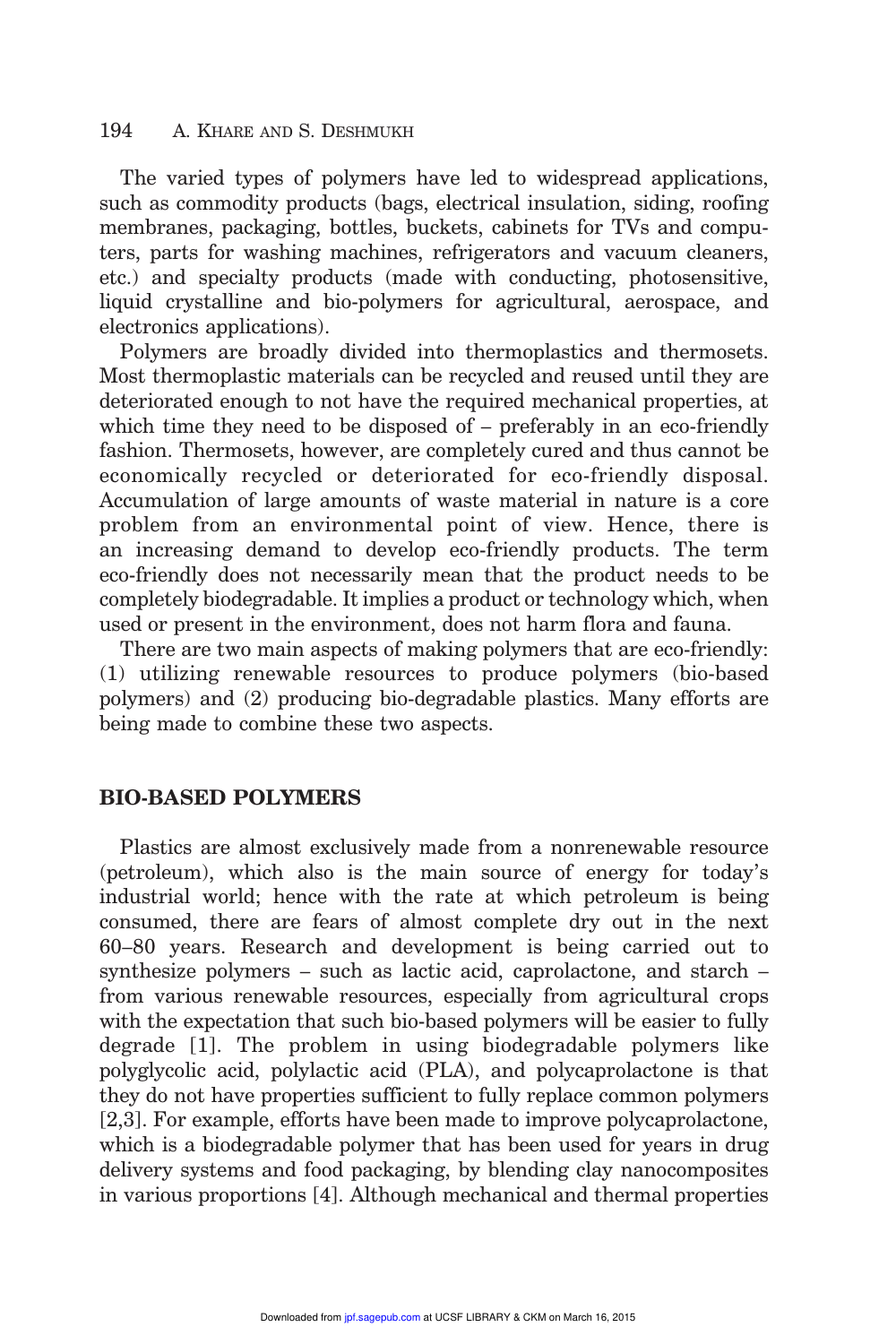The varied types of polymers have led to widespread applications, such as commodity products (bags, electrical insulation, siding, roofing membranes, packaging, bottles, buckets, cabinets for TVs and computers, parts for washing machines, refrigerators and vacuum cleaners, etc.) and specialty products (made with conducting, photosensitive, liquid crystalline and bio-polymers for agricultural, aerospace, and electronics applications).

Polymers are broadly divided into thermoplastics and thermosets. Most thermoplastic materials can be recycled and reused until they are deteriorated enough to not have the required mechanical properties, at which time they need to be disposed of – preferably in an eco-friendly fashion. Thermosets, however, are completely cured and thus cannot be economically recycled or deteriorated for eco-friendly disposal. Accumulation of large amounts of waste material in nature is a core problem from an environmental point of view. Hence, there is an increasing demand to develop eco-friendly products. The term eco-friendly does not necessarily mean that the product needs to be completely biodegradable. It implies a product or technology which, when used or present in the environment, does not harm flora and fauna.

There are two main aspects of making polymers that are eco-friendly: (1) utilizing renewable resources to produce polymers (bio-based polymers) and (2) producing bio-degradable plastics. Many efforts are being made to combine these two aspects.

## BIO-BASED POLYMERS

Plastics are almost exclusively made from a nonrenewable resource (petroleum), which also is the main source of energy for today's industrial world; hence with the rate at which petroleum is being consumed, there are fears of almost complete dry out in the next 60–80 years. Research and development is being carried out to synthesize polymers – such as lactic acid, caprolactone, and starch – from various renewable resources, especially from agricultural crops with the expectation that such bio-based polymers will be easier to fully degrade [1]. The problem in using biodegradable polymers like polyglycolic acid, polylactic acid (PLA), and polycaprolactone is that they do not have properties sufficient to fully replace common polymers [2,3]. For example, efforts have been made to improve polycaprolactone, which is a biodegradable polymer that has been used for years in drug delivery systems and food packaging, by blending clay nanocomposites in various proportions [4]. Although mechanical and thermal properties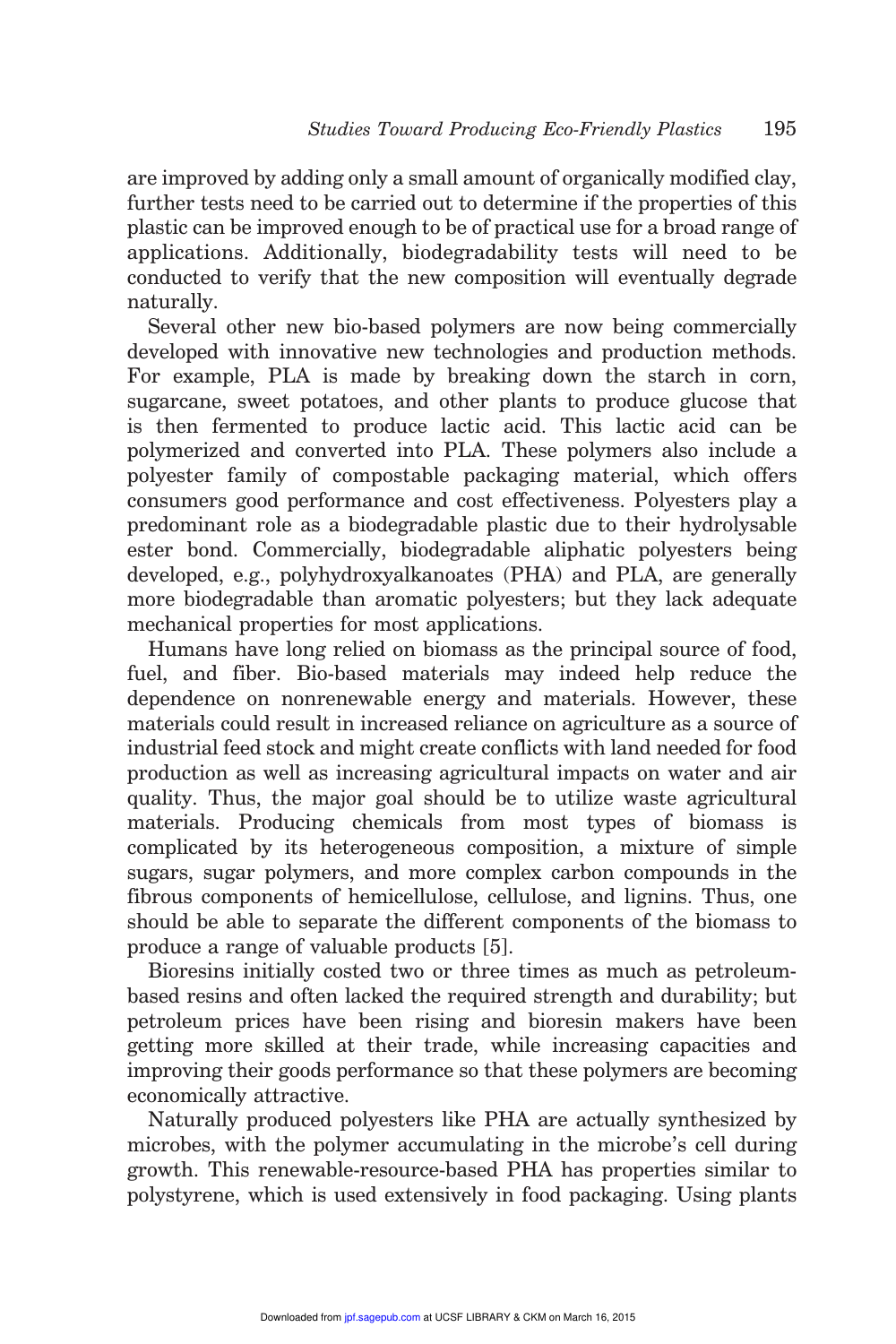are improved by adding only a small amount of organically modified clay, further tests need to be carried out to determine if the properties of this plastic can be improved enough to be of practical use for a broad range of applications. Additionally, biodegradability tests will need to be conducted to verify that the new composition will eventually degrade naturally.

Several other new bio-based polymers are now being commercially developed with innovative new technologies and production methods. For example, PLA is made by breaking down the starch in corn, sugarcane, sweet potatoes, and other plants to produce glucose that is then fermented to produce lactic acid. This lactic acid can be polymerized and converted into PLA. These polymers also include a polyester family of compostable packaging material, which offers consumers good performance and cost effectiveness. Polyesters play a predominant role as a biodegradable plastic due to their hydrolysable ester bond. Commercially, biodegradable aliphatic polyesters being developed, e.g., polyhydroxyalkanoates (PHA) and PLA, are generally more biodegradable than aromatic polyesters; but they lack adequate mechanical properties for most applications.

Humans have long relied on biomass as the principal source of food, fuel, and fiber. Bio-based materials may indeed help reduce the dependence on nonrenewable energy and materials. However, these materials could result in increased reliance on agriculture as a source of industrial feed stock and might create conflicts with land needed for food production as well as increasing agricultural impacts on water and air quality. Thus, the major goal should be to utilize waste agricultural materials. Producing chemicals from most types of biomass is complicated by its heterogeneous composition, a mixture of simple sugars, sugar polymers, and more complex carbon compounds in the fibrous components of hemicellulose, cellulose, and lignins. Thus, one should be able to separate the different components of the biomass to produce a range of valuable products [5].

Bioresins initially costed two or three times as much as petroleum-based resins and often lacked the required strength and durability; but petroleum prices have been rising and bioresin makers have been getting more skilled at their trade, while increasing capacities and improving their goods performance so that these polymers are becoming economically attractive.

Naturally produced polyesters like PHA are actually synthesized by microbes, with the polymer accumulating in the microbe's cell during growth. This renewable-resource-based PHA has properties similar to polystyrene, which is used extensively in food packaging. Using plants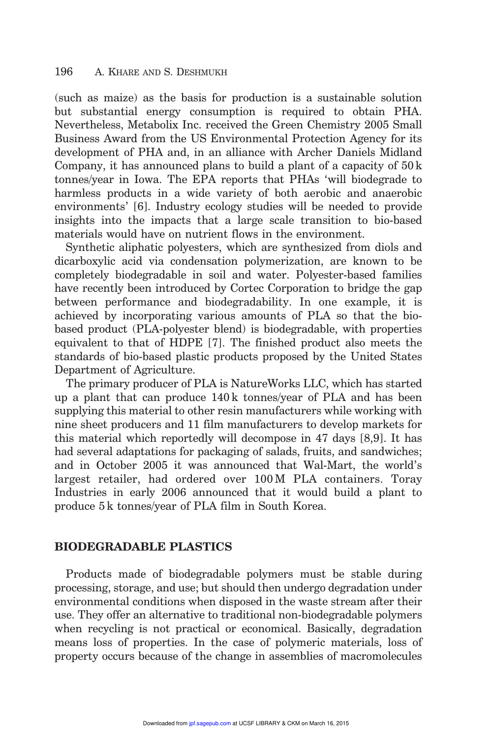(such as maize) as the basis for production is a sustainable solution but substantial energy consumption is required to obtain PHA. Nevertheless, Metabolix Inc. received the Green Chemistry 2005 Small Business Award from the US Environmental Protection Agency for its development of PHA and, in an alliance with Archer Daniels Midland Company, it has announced plans to build a plant of a capacity of 50 k tonnes/year in Iowa. The EPA reports that PHAs 'will biodegrade to harmless products in a wide variety of both aerobic and anaerobic environments' [6]. Industry ecology studies will be needed to provide insights into the impacts that a large scale transition to bio-based materials would have on nutrient flows in the environment.

Synthetic aliphatic polyesters, which are synthesized from diols and dicarboxylic acid via condensation polymerization, are known to be completely biodegradable in soil and water. Polyester-based families have recently been introduced by Cortec Corporation to bridge the gap between performance and biodegradability. In one example, it is achieved by incorporating various amounts of PLA so that the bio-based product (PLA-polyester blend) is biodegradable, with properties equivalent to that of HDPE [7]. The finished product also meets the standards of bio-based plastic products proposed by the United States Department of Agriculture.

The primary producer of PLA is NatureWorks LLC, which has started up a plant that can produce 140 k tonnes/year of PLA and has been supplying this material to other resin manufacturers while working with nine sheet producers and 11 film manufacturers to develop markets for this material which reportedly will decompose in 47 days [8,9]. It has had several adaptations for packaging of salads, fruits, and sandwiches; and in October 2005 it was announced that Wal-Mart, the world's largest retailer, had ordered over 100 M PLA containers. Toray Industries in early 2006 announced that it would build a plant to produce 5 k tonnes/year of PLA film in South Korea.

## BIODEGRADABLE PLASTICS

Products made of biodegradable polymers must be stable during processing, storage, and use; but should then undergo degradation under environmental conditions when disposed in the waste stream after their use. They offer an alternative to traditional non-biodegradable polymers when recycling is not practical or economical. Basically, degradation means loss of properties. In the case of polymeric materials, loss of property occurs because of the change in assemblies of macromolecules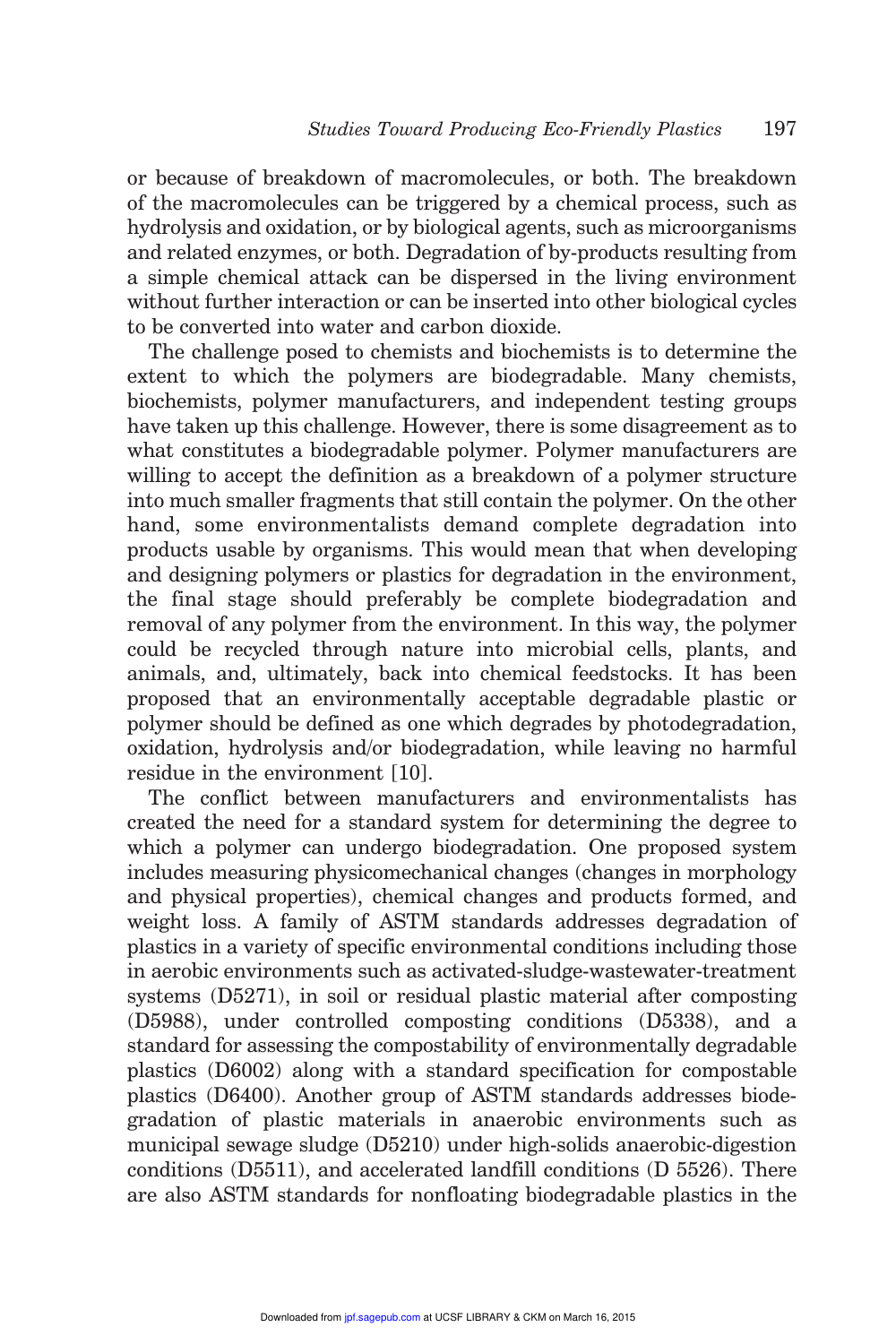or because of breakdown of macromolecules, or both. The breakdown of the macromolecules can be triggered by a chemical process, such as hydrolysis and oxidation, or by biological agents, such as microorganisms and related enzymes, or both. Degradation of by-products resulting from a simple chemical attack can be dispersed in the living environment without further interaction or can be inserted into other biological cycles to be converted into water and carbon dioxide.

The challenge posed to chemists and biochemists is to determine the extent to which the polymers are biodegradable. Many chemists, biochemists, polymer manufacturers, and independent testing groups have taken up this challenge. However, there is some disagreement as to what constitutes a biodegradable polymer. Polymer manufacturers are willing to accept the definition as a breakdown of a polymer structure into much smaller fragments that still contain the polymer. On the other hand, some environmentalists demand complete degradation into products usable by organisms. This would mean that when developing and designing polymers or plastics for degradation in the environment, the final stage should preferably be complete biodegradation and removal of any polymer from the environment. In this way, the polymer could be recycled through nature into microbial cells, plants, and animals, and, ultimately, back into chemical feedstocks. It has been proposed that an environmentally acceptable degradable plastic or polymer should be defined as one which degrades by photodegradation, oxidation, hydrolysis and/or biodegradation, while leaving no harmful residue in the environment [10].

The conflict between manufacturers and environmentalists has created the need for a standard system for determining the degree to which a polymer can undergo biodegradation. One proposed system includes measuring physicomechanical changes (changes in morphology and physical properties), chemical changes and products formed, and weight loss. A family of ASTM standards addresses degradation of plastics in a variety of specific environmental conditions including those in aerobic environments such as activated-sludge-wastewater-treatment systems (D5271), in soil or residual plastic material after composting (D5988), under controlled composting conditions (D5338), and a standard for assessing the compostability of environmentally degradable plastics (D6002) along with a standard specification for compostable plastics (D6400). Another group of ASTM standards addresses biodegradation of plastic materials in anaerobic environments such as municipal sewage sludge (D5210) under high-solids anaerobic-digestion conditions (D5511), and accelerated landfill conditions (D 5526). There are also ASTM standards for nonfloating biodegradable plastics in the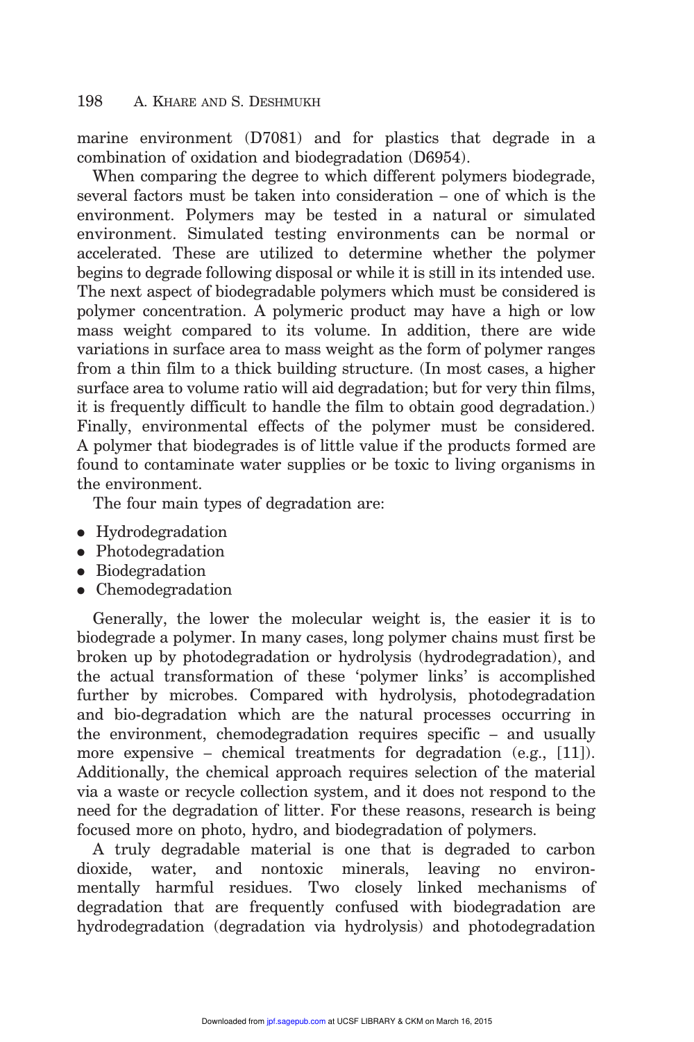marine environment (D7081) and for plastics that degrade in a combination of oxidation and biodegradation (D6954).

When comparing the degree to which different polymers biodegrade, several factors must be taken into consideration – one of which is the environment. Polymers may be tested in a natural or simulated environment. Simulated testing environments can be normal or accelerated. These are utilized to determine whether the polymer begins to degrade following disposal or while it is still in its intended use. The next aspect of biodegradable polymers which must be considered is polymer concentration. A polymeric product may have a high or low mass weight compared to its volume. In addition, there are wide variations in surface area to mass weight as the form of polymer ranges from a thin film to a thick building structure. (In most cases, a higher surface area to volume ratio will aid degradation; but for very thin films, it is frequently difficult to handle the film to obtain good degradation.) Finally, environmental effects of the polymer must be considered. A polymer that biodegrades is of little value if the products formed are found to contaminate water supplies or be toxic to living organisms in the environment.

The four main types of degradation are:

- Hydrodegradation
- Photodegradation
- Biodegradation
- Chemodegradation

Generally, the lower the molecular weight is, the easier it is to biodegrade a polymer. In many cases, long polymer chains must first be broken up by photodegradation or hydrolysis (hydrodegradation), and the actual transformation of these 'polymer links' is accomplished further by microbes. Compared with hydrolysis, photodegradation and bio-degradation which are the natural processes occurring in the environment, chemodegradation requires specific – and usually more expensive – chemical treatments for degradation (e.g., [11]). Additionally, the chemical approach requires selection of the material via a waste or recycle collection system, and it does not respond to the need for the degradation of litter. For these reasons, research is being focused more on photo, hydro, and biodegradation of polymers.

A truly degradable material is one that is degraded to carbon dioxide, water, and nontoxic minerals, leaving no environmentally harmful residues. Two closely linked mechanisms of degradation that are frequently confused with biodegradation are hydrodegradation (degradation via hydrolysis) and photodegradation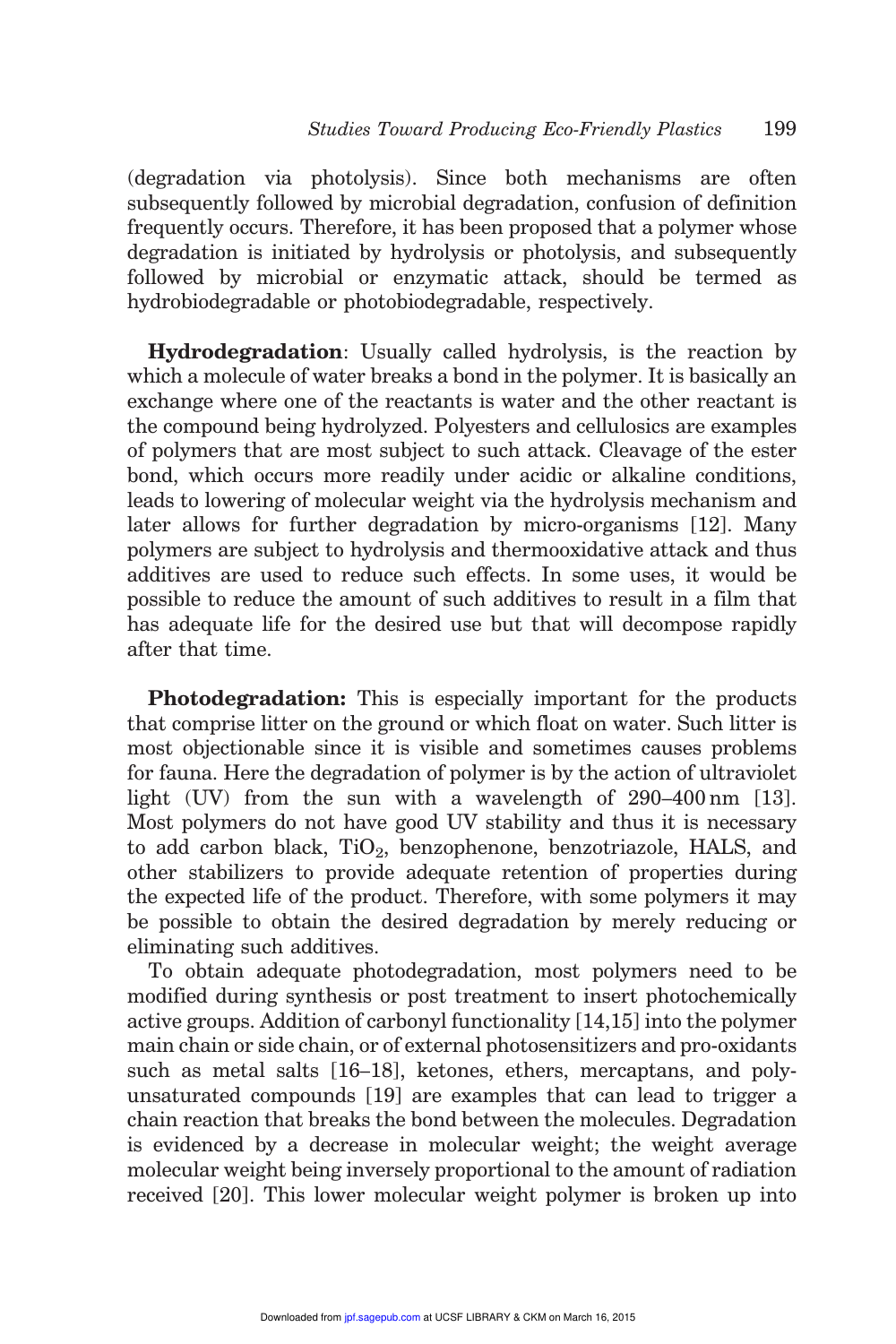(degradation via photolysis). Since both mechanisms are often subsequently followed by microbial degradation, confusion of definition frequently occurs. Therefore, it has been proposed that a polymer whose degradation is initiated by hydrolysis or photolysis, and subsequently followed by microbial or enzymatic attack, should be termed as hydrobiodegradable or photobiodegradable, respectively.

**Hydrodegradation**: Usually called hydrolysis, is the reaction by which a molecule of water breaks a bond in the polymer. It is basically an exchange where one of the reactants is water and the other reactant is the compound being hydrolyzed. Polyesters and cellulosics are examples of polymers that are most subject to such attack. Cleavage of the ester bond, which occurs more readily under acidic or alkaline conditions, leads to lowering of molecular weight via the hydrolysis mechanism and later allows for further degradation by micro-organisms [12]. Many polymers are subject to hydrolysis and thermooxidative attack and thus additives are used to reduce such effects. In some uses, it would be possible to reduce the amount of such additives to result in a film that has adequate life for the desired use but that will decompose rapidly after that time.

**Photodegradation:** This is especially important for the products that comprise litter on the ground or which float on water. Such litter is most objectionable since it is visible and sometimes causes problems for fauna. Here the degradation of polymer is by the action of ultraviolet light (UV) from the sun with a wavelength of 290–400 nm [13]. Most polymers do not have good UV stability and thus it is necessary to add carbon black, $TiO_2$, benzophenone, benzotriazole, HALS, and other stabilizers to provide adequate retention of properties during the expected life of the product. Therefore, with some polymers it may be possible to obtain the desired degradation by merely reducing or eliminating such additives.

To obtain adequate photodegradation, most polymers need to be modified during synthesis or post treatment to insert photochemically active groups. Addition of carbonyl functionality [14,15] into the polymer main chain or side chain, or of external photosensitizers and pro-oxidants such as metal salts [16–18], ketones, ethers, mercaptans, and polyunsaturated compounds [19] are examples that can lead to trigger a chain reaction that breaks the bond between the molecules. Degradation is evidenced by a decrease in molecular weight; the weight average molecular weight being inversely proportional to the amount of radiation received [20]. This lower molecular weight polymer is broken up into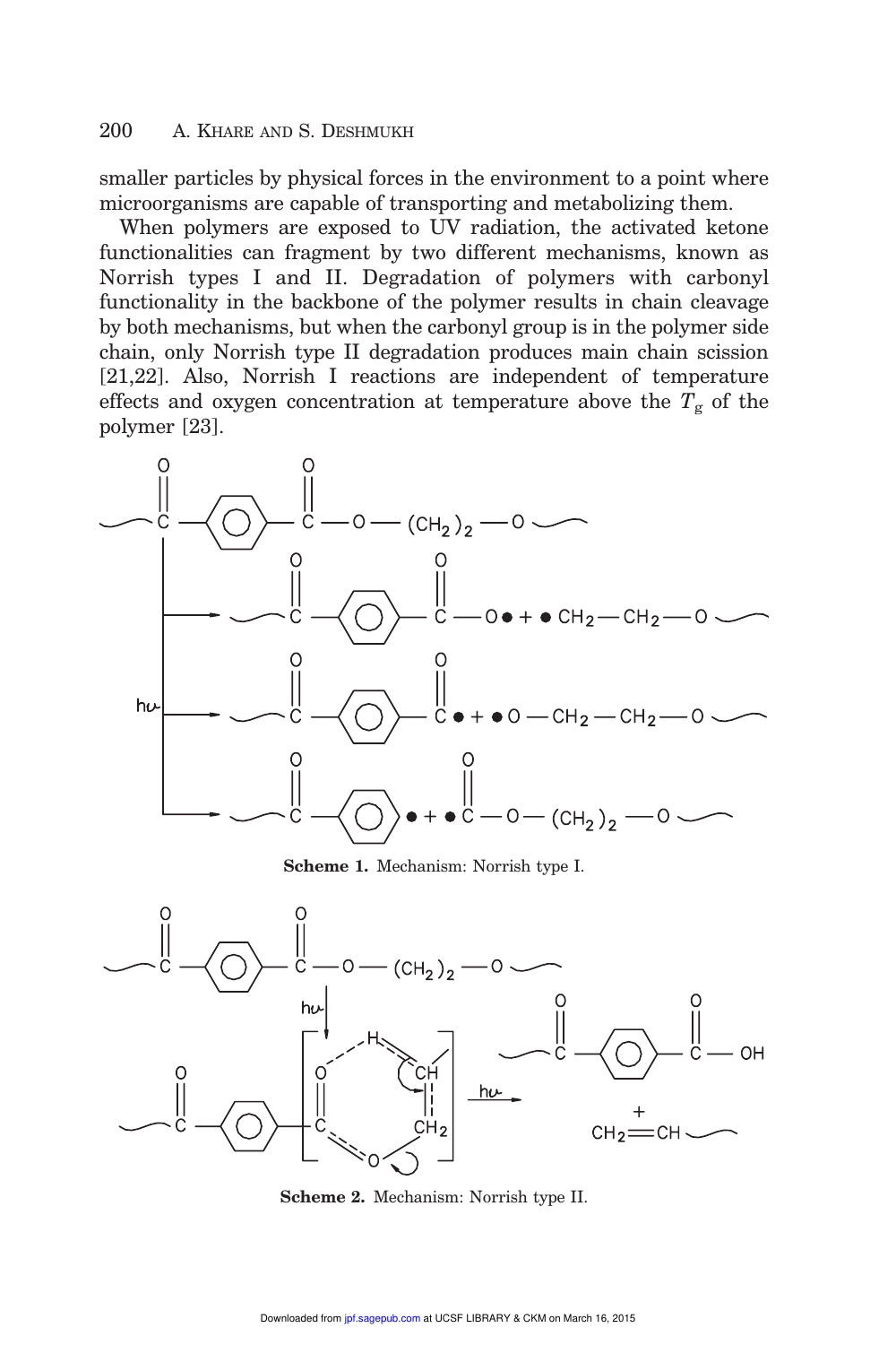smaller particles by physical forces in the environment to a point where microorganisms are capable of transporting and metabolizing them.

When polymers are exposed to UV radiation, the activated ketone functionalities can fragment by two different mechanisms, known as Norrish types I and II. Degradation of polymers with carbonyl functionality in the backbone of the polymer results in chain cleavage by both mechanisms, but when the carbonyl group is in the polymer side chain, only Norrish type II degradation produces main chain scission [21,22]. Also, Norrish I reactions are independent of temperature effects and oxygen concentration at temperature above the $T_g$ of the polymer [23].

**Scheme 1.** Mechanism: Norrish type I.

**Scheme 2.** Mechanism: Norrish type II.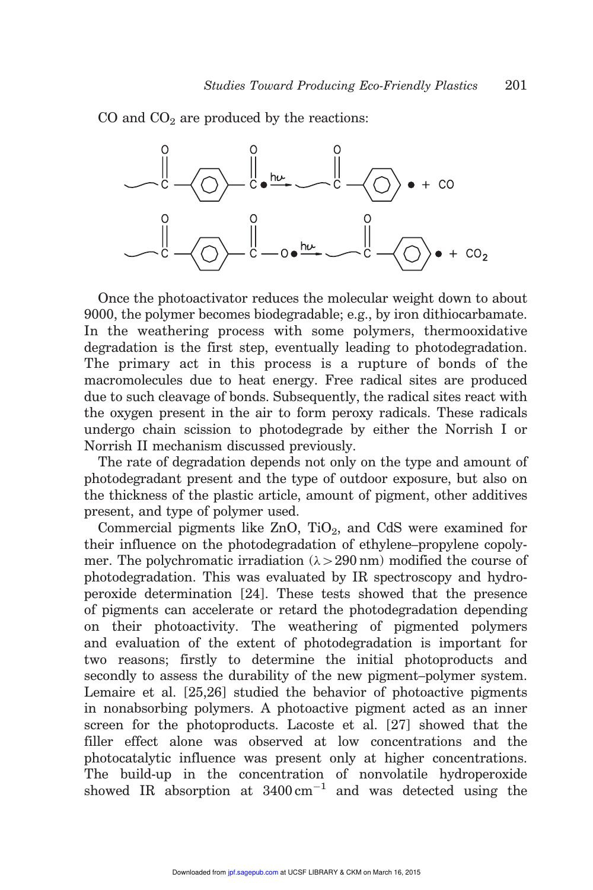CO and $CO_2$ are produced by the reactions:

$$\sim C(=O)-C_6H_4-\dot{C}(=O) \xrightarrow{h\nu} \sim C(=O)-C_6H_4\bullet + CO$$

$$\sim C(=O)-C_6H_4-C(=O)-O\bullet \xrightarrow{h\nu} \sim C(=O)-C_6H_4\bullet + CO_2$$

Once the photoactivator reduces the molecular weight down to about 9000, the polymer becomes biodegradable; e.g., by iron dithiocarbamate. In the weathering process with some polymers, thermooxidative degradation is the first step, eventually leading to photodegradation. The primary act in this process is a rupture of bonds of the macromolecules due to heat energy. Free radical sites are produced due to such cleavage of bonds. Subsequently, the radical sites react with the oxygen present in the air to form peroxy radicals. These radicals undergo chain scission to photodegrade by either the Norrish I or Norrish II mechanism discussed previously.

The rate of degradation depends not only on the type and amount of photodegradant present and the type of outdoor exposure, but also on the thickness of the plastic article, amount of pigment, other additives present, and type of polymer used.

Commercial pigments like ZnO, $TiO_2$, and CdS were examined for their influence on the photodegradation of ethylene–propylene copolymer. The polychromatic irradiation ($\lambda > 290$ nm) modified the course of photodegradation. This was evaluated by IR spectroscopy and hydroperoxide determination [24]. These tests showed that the presence of pigments can accelerate or retard the photodegradation depending on their photoactivity. The weathering of pigmented polymers and evaluation of the extent of photodegradation is important for two reasons; firstly to determine the initial photoproducts and secondly to assess the durability of the new pigment–polymer system. Lemaire et al. [25,26] studied the behavior of photoactive pigments in nonabsorbing polymers. A photoactive pigment acted as an inner screen for the photoproducts. Lacoste et al. [27] showed that the filler effect alone was observed at low concentrations and the photocatalytic influence was present only at higher concentrations. The build-up in the concentration of nonvolatile hydroperoxide showed IR absorption at $3400\,\text{cm}^{-1}$ and was detected using the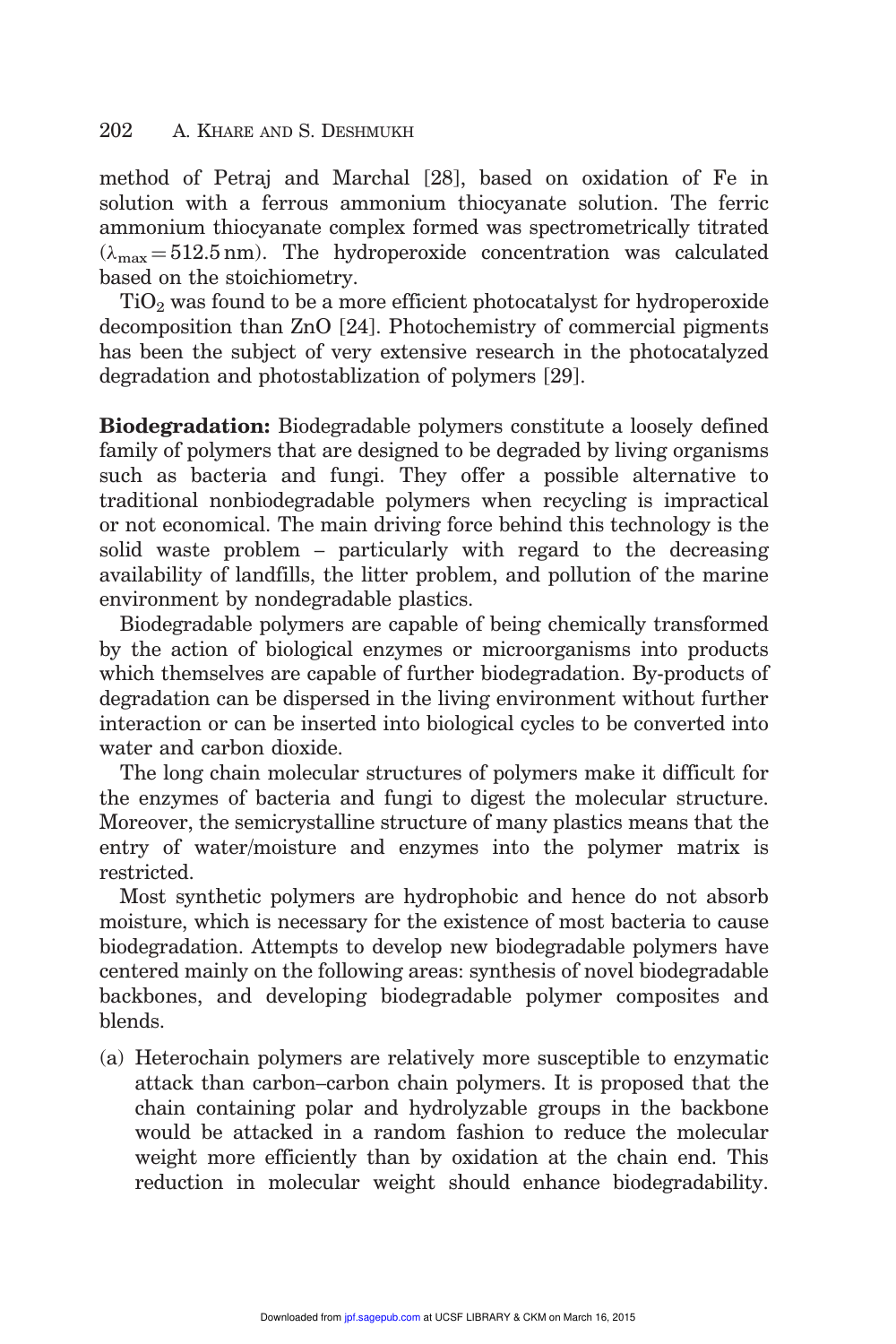method of Petraj and Marchal [28], based on oxidation of Fe in solution with a ferrous ammonium thiocyanate solution. The ferric ammonium thiocyanate complex formed was spectrometrically titrated ($\lambda_{max} = 512.5$ nm). The hydroperoxide concentration was calculated based on the stoichiometry.

$TiO_2$ was found to be a more efficient photocatalyst for hydroperoxide decomposition than ZnO [24]. Photochemistry of commercial pigments has been the subject of very extensive research in the photocatalyzed degradation and photostablization of polymers [29].

**Biodegradation:** Biodegradable polymers constitute a loosely defined family of polymers that are designed to be degraded by living organisms such as bacteria and fungi. They offer a possible alternative to traditional nonbiodegradable polymers when recycling is impractical or not economical. The main driving force behind this technology is the solid waste problem – particularly with regard to the decreasing availability of landfills, the litter problem, and pollution of the marine environment by nondegradable plastics.

Biodegradable polymers are capable of being chemically transformed by the action of biological enzymes or microorganisms into products which themselves are capable of further biodegradation. By-products of degradation can be dispersed in the living environment without further interaction or can be inserted into biological cycles to be converted into water and carbon dioxide.

The long chain molecular structures of polymers make it difficult for the enzymes of bacteria and fungi to digest the molecular structure. Moreover, the semicrystalline structure of many plastics means that the entry of water/moisture and enzymes into the polymer matrix is restricted.

Most synthetic polymers are hydrophobic and hence do not absorb moisture, which is necessary for the existence of most bacteria to cause biodegradation. Attempts to develop new biodegradable polymers have centered mainly on the following areas: synthesis of novel biodegradable backbones, and developing biodegradable polymer composites and blends.

(a) Heterochain polymers are relatively more susceptible to enzymatic attack than carbon–carbon chain polymers. It is proposed that the chain containing polar and hydrolyzable groups in the backbone would be attacked in a random fashion to reduce the molecular weight more efficiently than by oxidation at the chain end. This reduction in molecular weight should enhance biodegradability.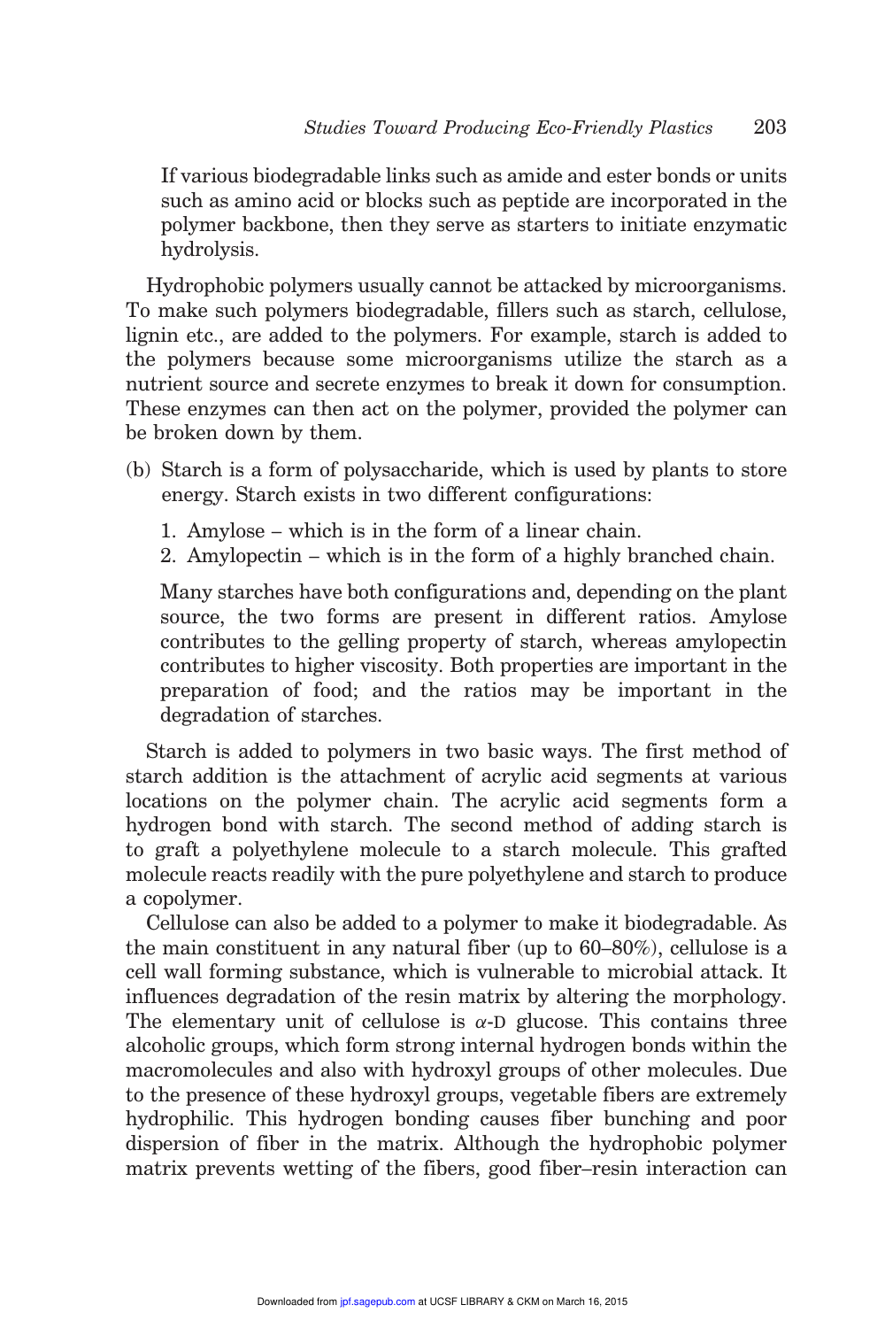If various biodegradable links such as amide and ester bonds or units such as amino acid or blocks such as peptide are incorporated in the polymer backbone, then they serve as starters to initiate enzymatic hydrolysis.

Hydrophobic polymers usually cannot be attacked by microorganisms. To make such polymers biodegradable, fillers such as starch, cellulose, lignin etc., are added to the polymers. For example, starch is added to the polymers because some microorganisms utilize the starch as a nutrient source and secrete enzymes to break it down for consumption. These enzymes can then act on the polymer, provided the polymer can be broken down by them.

(b) Starch is a form of polysaccharide, which is used by plants to store energy. Starch exists in two different configurations:

   1. Amylose – which is in the form of a linear chain.
   2. Amylopectin – which is in the form of a highly branched chain.

   Many starches have both configurations and, depending on the plant source, the two forms are present in different ratios. Amylose contributes to the gelling property of starch, whereas amylopectin contributes to higher viscosity. Both properties are important in the preparation of food; and the ratios may be important in the degradation of starches.

Starch is added to polymers in two basic ways. The first method of starch addition is the attachment of acrylic acid segments at various locations on the polymer chain. The acrylic acid segments form a hydrogen bond with starch. The second method of adding starch is to graft a polyethylene molecule to a starch molecule. This grafted molecule reacts readily with the pure polyethylene and starch to produce a copolymer.

Cellulose can also be added to a polymer to make it biodegradable. As the main constituent in any natural fiber (up to 60–80%), cellulose is a cell wall forming substance, which is vulnerable to microbial attack. It influences degradation of the resin matrix by altering the morphology. The elementary unit of cellulose is $\alpha$-D glucose. This contains three alcoholic groups, which form strong internal hydrogen bonds within the macromolecules and also with hydroxyl groups of other molecules. Due to the presence of these hydroxyl groups, vegetable fibers are extremely hydrophilic. This hydrogen bonding causes fiber bunching and poor dispersion of fiber in the matrix. Although the hydrophobic polymer matrix prevents wetting of the fibers, good fiber–resin interaction can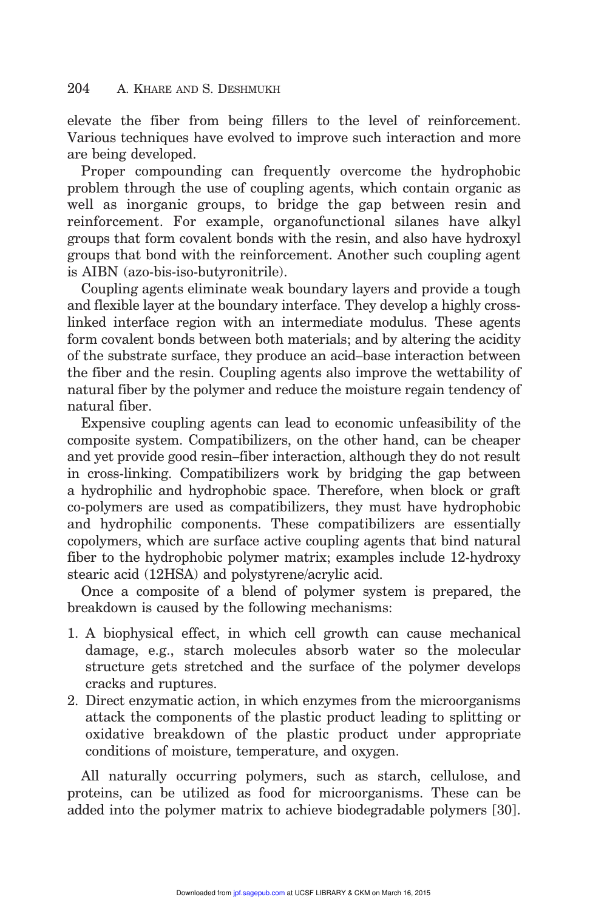elevate the fiber from being fillers to the level of reinforcement. Various techniques have evolved to improve such interaction and more are being developed.

Proper compounding can frequently overcome the hydrophobic problem through the use of coupling agents, which contain organic as well as inorganic groups, to bridge the gap between resin and reinforcement. For example, organofunctional silanes have alkyl groups that form covalent bonds with the resin, and also have hydroxyl groups that bond with the reinforcement. Another such coupling agent is AIBN (azo-bis-iso-butyronitrile).

Coupling agents eliminate weak boundary layers and provide a tough and flexible layer at the boundary interface. They develop a highly cross-linked interface region with an intermediate modulus. These agents form covalent bonds between both materials; and by altering the acidity of the substrate surface, they produce an acid–base interaction between the fiber and the resin. Coupling agents also improve the wettability of natural fiber by the polymer and reduce the moisture regain tendency of natural fiber.

Expensive coupling agents can lead to economic unfeasibility of the composite system. Compatibilizers, on the other hand, can be cheaper and yet provide good resin–fiber interaction, although they do not result in cross-linking. Compatibilizers work by bridging the gap between a hydrophilic and hydrophobic space. Therefore, when block or graft co-polymers are used as compatibilizers, they must have hydrophobic and hydrophilic components. These compatibilizers are essentially copolymers, which are surface active coupling agents that bind natural fiber to the hydrophobic polymer matrix; examples include 12-hydroxy stearic acid (12HSA) and polystyrene/acrylic acid.

Once a composite of a blend of polymer system is prepared, the breakdown is caused by the following mechanisms:

1. A biophysical effect, in which cell growth can cause mechanical damage, e.g., starch molecules absorb water so the molecular structure gets stretched and the surface of the polymer develops cracks and ruptures.
2. Direct enzymatic action, in which enzymes from the microorganisms attack the components of the plastic product leading to splitting or oxidative breakdown of the plastic product under appropriate conditions of moisture, temperature, and oxygen.

All naturally occurring polymers, such as starch, cellulose, and proteins, can be utilized as food for microorganisms. These can be added into the polymer matrix to achieve biodegradable polymers [30].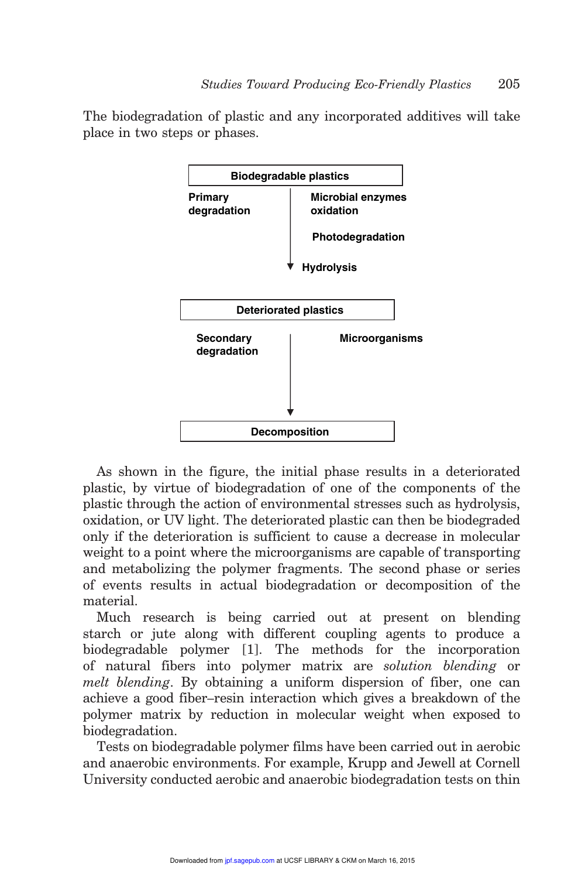The biodegradation of plastic and any incorporated additives will take place in two steps or phases.

**Biodegradable plastics**

**Primary degradation** ↓ **Microbial enzymes oxidation**, **Photodegradation**, **Hydrolysis**

**Deteriorated plastics**

**Secondary degradation** ↓ **Microorganisms**

**Decomposition**

As shown in the figure, the initial phase results in a deteriorated plastic, by virtue of biodegradation of one of the components of the plastic through the action of environmental stresses such as hydrolysis, oxidation, or UV light. The deteriorated plastic can then be biodegraded only if the deterioration is sufficient to cause a decrease in molecular weight to a point where the microorganisms are capable of transporting and metabolizing the polymer fragments. The second phase or series of events results in actual biodegradation or decomposition of the material.

Much research is being carried out at present on blending starch or jute along with different coupling agents to produce a biodegradable polymer [1]. The methods for the incorporation of natural fibers into polymer matrix are *solution blending* or *melt blending*. By obtaining a uniform dispersion of fiber, one can achieve a good fiber–resin interaction which gives a breakdown of the polymer matrix by reduction in molecular weight when exposed to biodegradation.

Tests on biodegradable polymer films have been carried out in aerobic and anaerobic environments. For example, Krupp and Jewell at Cornell University conducted aerobic and anaerobic biodegradation tests on thin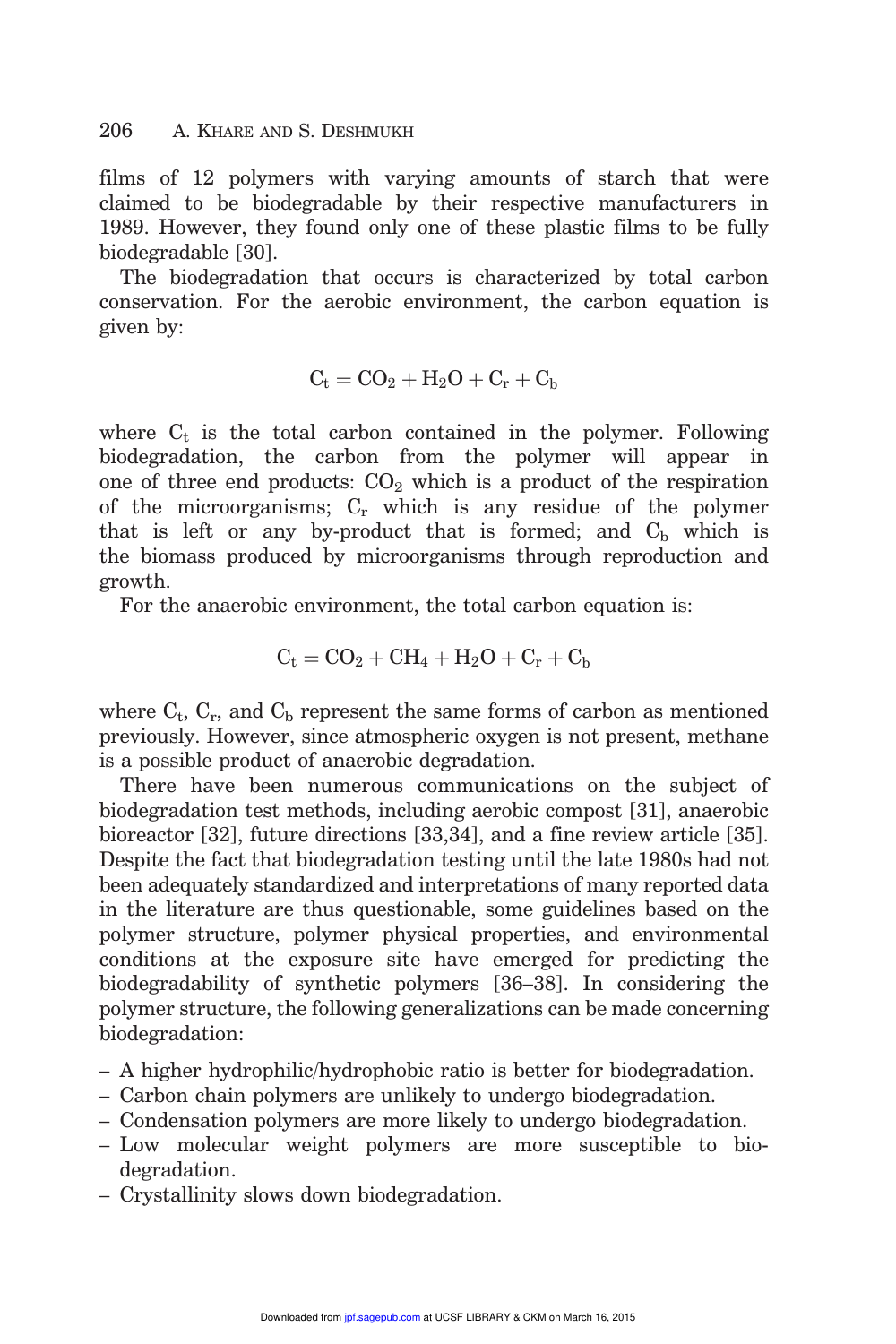films of 12 polymers with varying amounts of starch that were claimed to be biodegradable by their respective manufacturers in 1989. However, they found only one of these plastic films to be fully biodegradable [30].

The biodegradation that occurs is characterized by total carbon conservation. For the aerobic environment, the carbon equation is given by:

$$C_t = CO_2 + H_2O + C_r + C_b$$

where $C_t$ is the total carbon contained in the polymer. Following biodegradation, the carbon from the polymer will appear in one of three end products: $CO_2$ which is a product of the respiration of the microorganisms; $C_r$ which is any residue of the polymer that is left or any by-product that is formed; and $C_b$ which is the biomass produced by microorganisms through reproduction and growth.

For the anaerobic environment, the total carbon equation is:

$$C_t = CO_2 + CH_4 + H_2O + C_r + C_b$$

where $C_t$, $C_r$, and $C_b$ represent the same forms of carbon as mentioned previously. However, since atmospheric oxygen is not present, methane is a possible product of anaerobic degradation.

There have been numerous communications on the subject of biodegradation test methods, including aerobic compost [31], anaerobic bioreactor [32], future directions [33,34], and a fine review article [35]. Despite the fact that biodegradation testing until the late 1980s had not been adequately standardized and interpretations of many reported data in the literature are thus questionable, some guidelines based on the polymer structure, polymer physical properties, and environmental conditions at the exposure site have emerged for predicting the biodegradability of synthetic polymers [36–38]. In considering the polymer structure, the following generalizations can be made concerning biodegradation:

- A higher hydrophilic/hydrophobic ratio is better for biodegradation.
- Carbon chain polymers are unlikely to undergo biodegradation.
- Condensation polymers are more likely to undergo biodegradation.
- Low molecular weight polymers are more susceptible to biodegradation.
- Crystallinity slows down biodegradation.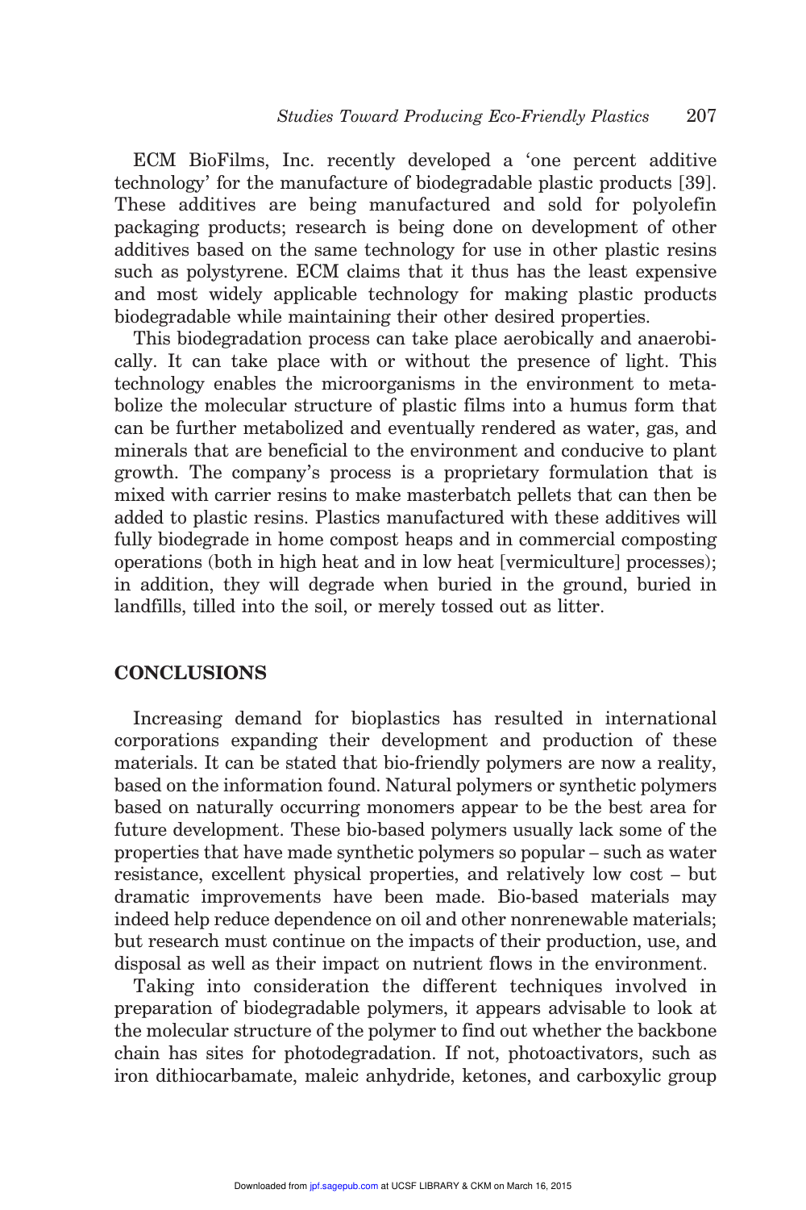ECM BioFilms, Inc. recently developed a 'one percent additive technology' for the manufacture of biodegradable plastic products [39]. These additives are being manufactured and sold for polyolefin packaging products; research is being done on development of other additives based on the same technology for use in other plastic resins such as polystyrene. ECM claims that it thus has the least expensive and most widely applicable technology for making plastic products biodegradable while maintaining their other desired properties.

This biodegradation process can take place aerobically and anaerobically. It can take place with or without the presence of light. This technology enables the microorganisms in the environment to metabolize the molecular structure of plastic films into a humus form that can be further metabolized and eventually rendered as water, gas, and minerals that are beneficial to the environment and conducive to plant growth. The company's process is a proprietary formulation that is mixed with carrier resins to make masterbatch pellets that can then be added to plastic resins. Plastics manufactured with these additives will fully biodegrade in home compost heaps and in commercial composting operations (both in high heat and in low heat [vermiculture] processes); in addition, they will degrade when buried in the ground, buried in landfills, tilled into the soil, or merely tossed out as litter.

## CONCLUSIONS

Increasing demand for bioplastics has resulted in international corporations expanding their development and production of these materials. It can be stated that bio-friendly polymers are now a reality, based on the information found. Natural polymers or synthetic polymers based on naturally occurring monomers appear to be the best area for future development. These bio-based polymers usually lack some of the properties that have made synthetic polymers so popular – such as water resistance, excellent physical properties, and relatively low cost – but dramatic improvements have been made. Bio-based materials may indeed help reduce dependence on oil and other nonrenewable materials; but research must continue on the impacts of their production, use, and disposal as well as their impact on nutrient flows in the environment.

Taking into consideration the different techniques involved in preparation of biodegradable polymers, it appears advisable to look at the molecular structure of the polymer to find out whether the backbone chain has sites for photodegradation. If not, photoactivators, such as iron dithiocarbamate, maleic anhydride, ketones, and carboxylic group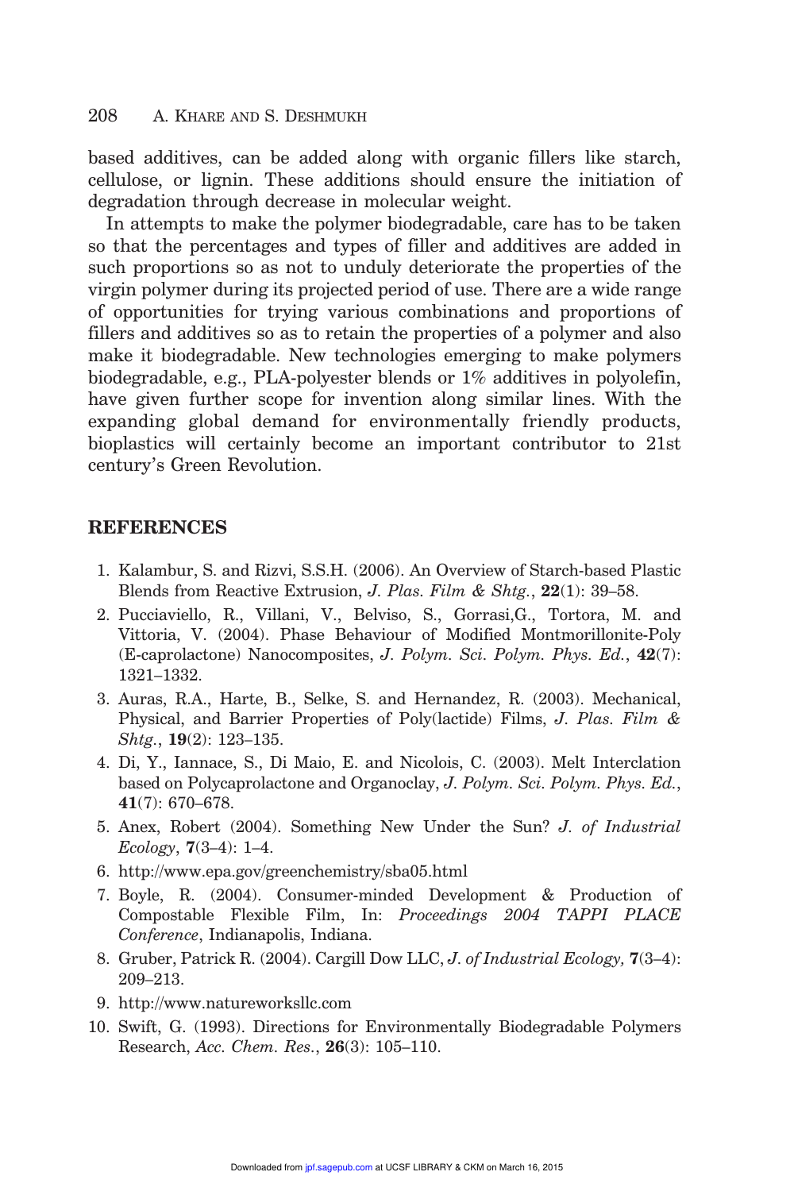based additives, can be added along with organic fillers like starch, cellulose, or lignin. These additions should ensure the initiation of degradation through decrease in molecular weight.

In attempts to make the polymer biodegradable, care has to be taken so that the percentages and types of filler and additives are added in such proportions so as not to unduly deteriorate the properties of the virgin polymer during its projected period of use. There are a wide range of opportunities for trying various combinations and proportions of fillers and additives so as to retain the properties of a polymer and also make it biodegradable. New technologies emerging to make polymers biodegradable, e.g., PLA-polyester blends or 1% additives in polyolefin, have given further scope for invention along similar lines. With the expanding global demand for environmentally friendly products, bioplastics will certainly become an important contributor to 21st century's Green Revolution.

## REFERENCES

1. Kalambur, S. and Rizvi, S.S.H. (2006). An Overview of Starch-based Plastic Blends from Reactive Extrusion, *J. Plas. Film & Shtg.*, **22**(1): 39–58.
2. Pucciaviello, R., Villani, V., Belviso, S., Gorrasi,G., Tortora, M. and Vittoria, V. (2004). Phase Behaviour of Modified Montmorillonite-Poly (E-caprolactone) Nanocomposites, *J. Polym. Sci. Polym. Phys. Ed.*, **42**(7): 1321–1332.
3. Auras, R.A., Harte, B., Selke, S. and Hernandez, R. (2003). Mechanical, Physical, and Barrier Properties of Poly(lactide) Films, *J. Plas. Film & Shtg.*, **19**(2): 123–135.
4. Di, Y., Iannace, S., Di Maio, E. and Nicolois, C. (2003). Melt Interclation based on Polycaprolactone and Organoclay, *J. Polym. Sci. Polym. Phys. Ed.*, **41**(7): 670–678.
5. Anex, Robert (2004). Something New Under the Sun? *J. of Industrial Ecology*, **7**(3–4): 1–4.
6. http://www.epa.gov/greenchemistry/sba05.html
7. Boyle, R. (2004). Consumer-minded Development & Production of Compostable Flexible Film, In: *Proceedings 2004 TAPPI PLACE Conference*, Indianapolis, Indiana.
8. Gruber, Patrick R. (2004). Cargill Dow LLC, *J. of Industrial Ecology,* **7**(3–4): 209–213.
9. http://www.natureworksllc.com
10. Swift, G. (1993). Directions for Environmentally Biodegradable Polymers Research, *Acc. Chem. Res.*, **26**(3): 105–110.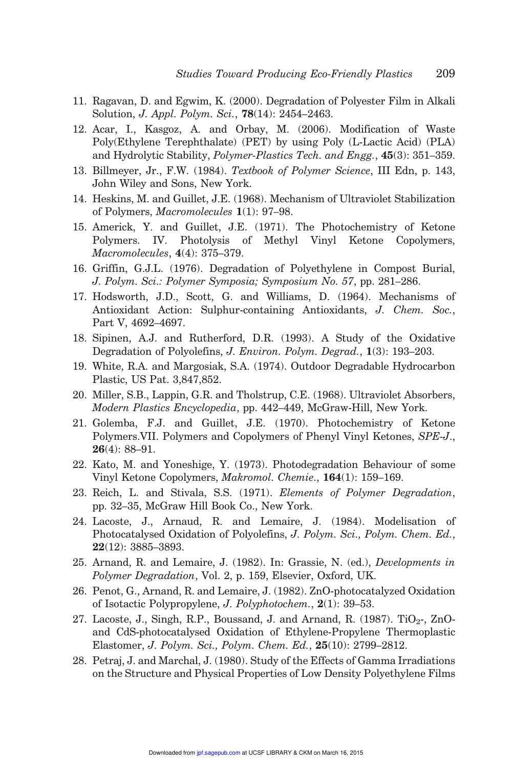11. Ragavan, D. and Egwim, K. (2000). Degradation of Polyester Film in Alkali Solution, *J. Appl. Polym. Sci.*, **78**(14): 2454–2463.
12. Acar, I., Kasgoz, A. and Orbay, M. (2006). Modification of Waste Poly(Ethylene Terephthalate) (PET) by using Poly (L-Lactic Acid) (PLA) and Hydrolytic Stability, *Polymer-Plastics Tech. and Engg.*, **45**(3): 351–359.
13. Billmeyer, Jr., F.W. (1984). *Textbook of Polymer Science*, III Edn, p. 143, John Wiley and Sons, New York.
14. Heskins, M. and Guillet, J.E. (1968). Mechanism of Ultraviolet Stabilization of Polymers, *Macromolecules* **1**(1): 97–98.
15. Americk, Y. and Guillet, J.E. (1971). The Photochemistry of Ketone Polymers. IV. Photolysis of Methyl Vinyl Ketone Copolymers, *Macromolecules*, **4**(4): 375–379.
16. Griffin, G.J.L. (1976). Degradation of Polyethylene in Compost Burial, *J. Polym. Sci.: Polymer Symposia; Symposium No. 57*, pp. 281–286.
17. Hodsworth, J.D., Scott, G. and Williams, D. (1964). Mechanisms of Antioxidant Action: Sulphur-containing Antioxidants, *J. Chem. Soc.*, Part V, 4692–4697.
18. Sipinen, A.J. and Rutherford, D.R. (1993). A Study of the Oxidative Degradation of Polyolefins, *J. Environ. Polym. Degrad.*, **1**(3): 193–203.
19. White, R.A. and Margosiak, S.A. (1974). Outdoor Degradable Hydrocarbon Plastic, US Pat. 3,847,852.
20. Miller, S.B., Lappin, G.R. and Tholstrup, C.E. (1968). Ultraviolet Absorbers, *Modern Plastics Encyclopedia*, pp. 442–449, McGraw-Hill, New York.
21. Golemba, F.J. and Guillet, J.E. (1970). Photochemistry of Ketone Polymers.VII. Polymers and Copolymers of Phenyl Vinyl Ketones, *SPE-J.*, **26**(4): 88–91.
22. Kato, M. and Yoneshige, Y. (1973). Photodegradation Behaviour of some Vinyl Ketone Copolymers, *Makromol. Chemie.*, **164**(1): 159–169.
23. Reich, L. and Stivala, S.S. (1971). *Elements of Polymer Degradation*, pp. 32–35, McGraw Hill Book Co., New York.
24. Lacoste, J., Arnaud, R. and Lemaire, J. (1984). Modelisation of Photocatalysed Oxidation of Polyolefins, *J. Polym. Sci., Polym. Chem. Ed.*, **22**(12): 3885–3893.
25. Arnand, R. and Lemaire, J. (1982). In: Grassie, N. (ed.), *Developments in Polymer Degradation*, Vol. 2, p. 159, Elsevier, Oxford, UK.
26. Penot, G., Arnand, R. and Lemaire, J. (1982). ZnO-photocatalyzed Oxidation of Isotactic Polypropylene, *J. Polyphotochem.*, **2**(1): 39–53.
27. Lacoste, J., Singh, R.P., Boussand, J. and Arnand, R. (1987). $TiO_2$-, ZnO- and CdS-photocatalysed Oxidation of Ethylene-Propylene Thermoplastic Elastomer, *J. Polym. Sci., Polym. Chem. Ed.*, **25**(10): 2799–2812.
28. Petraj, J. and Marchal, J. (1980). Study of the Effects of Gamma Irradiations on the Structure and Physical Properties of Low Density Polyethylene Films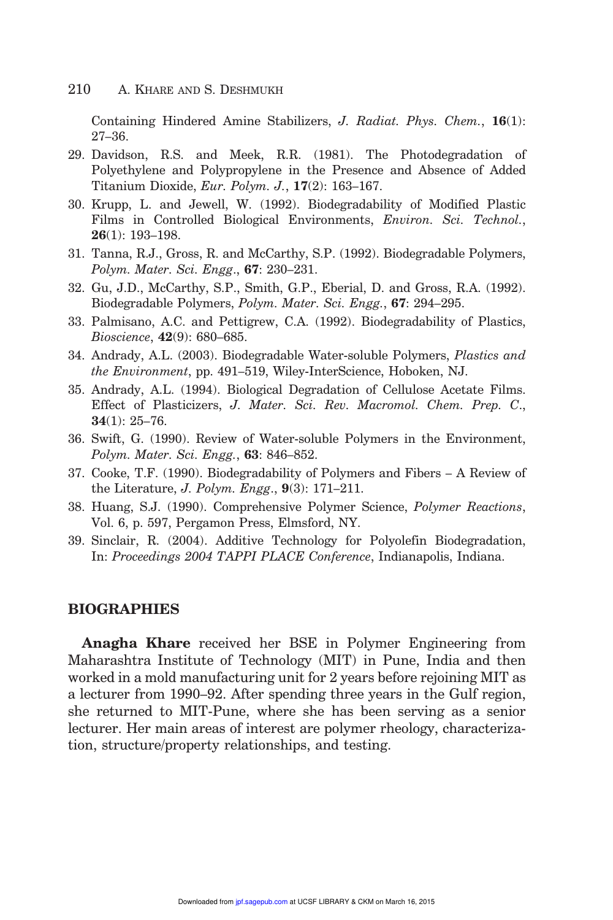Containing Hindered Amine Stabilizers, *J. Radiat. Phys. Chem.*, **16**(1): 27–36.

29. Davidson, R.S. and Meek, R.R. (1981). The Photodegradation of Polyethylene and Polypropylene in the Presence and Absence of Added Titanium Dioxide, *Eur. Polym. J.*, **17**(2): 163–167.
30. Krupp, L. and Jewell, W. (1992). Biodegradability of Modified Plastic Films in Controlled Biological Environments, *Environ. Sci. Technol.*, **26**(1): 193–198.
31. Tanna, R.J., Gross, R. and McCarthy, S.P. (1992). Biodegradable Polymers, *Polym. Mater. Sci. Engg.*, **67**: 230–231.
32. Gu, J.D., McCarthy, S.P., Smith, G.P., Eberial, D. and Gross, R.A. (1992). Biodegradable Polymers, *Polym. Mater. Sci. Engg.*, **67**: 294–295.
33. Palmisano, A.C. and Pettigrew, C.A. (1992). Biodegradability of Plastics, *Bioscience*, **42**(9): 680–685.
34. Andrady, A.L. (2003). Biodegradable Water-soluble Polymers, *Plastics and the Environment*, pp. 491–519, Wiley-InterScience, Hoboken, NJ.
35. Andrady, A.L. (1994). Biological Degradation of Cellulose Acetate Films. Effect of Plasticizers, *J. Mater. Sci. Rev. Macromol. Chem. Prep. C.*, **34**(1): 25–76.
36. Swift, G. (1990). Review of Water-soluble Polymers in the Environment, *Polym. Mater. Sci. Engg.*, **63**: 846–852.
37. Cooke, T.F. (1990). Biodegradability of Polymers and Fibers – A Review of the Literature, *J. Polym. Engg.*, **9**(3): 171–211.
38. Huang, S.J. (1990). Comprehensive Polymer Science, *Polymer Reactions*, Vol. 6, p. 597, Pergamon Press, Elmsford, NY.
39. Sinclair, R. (2004). Additive Technology for Polyolefin Biodegradation, In: *Proceedings 2004 TAPPI PLACE Conference*, Indianapolis, Indiana.

## BIOGRAPHIES

**Anagha Khare** received her BSE in Polymer Engineering from Maharashtra Institute of Technology (MIT) in Pune, India and then worked in a mold manufacturing unit for 2 years before rejoining MIT as a lecturer from 1990–92. After spending three years in the Gulf region, she returned to MIT-Pune, where she has been serving as a senior lecturer. Her main areas of interest are polymer rheology, characterization, structure/property relationships, and testing.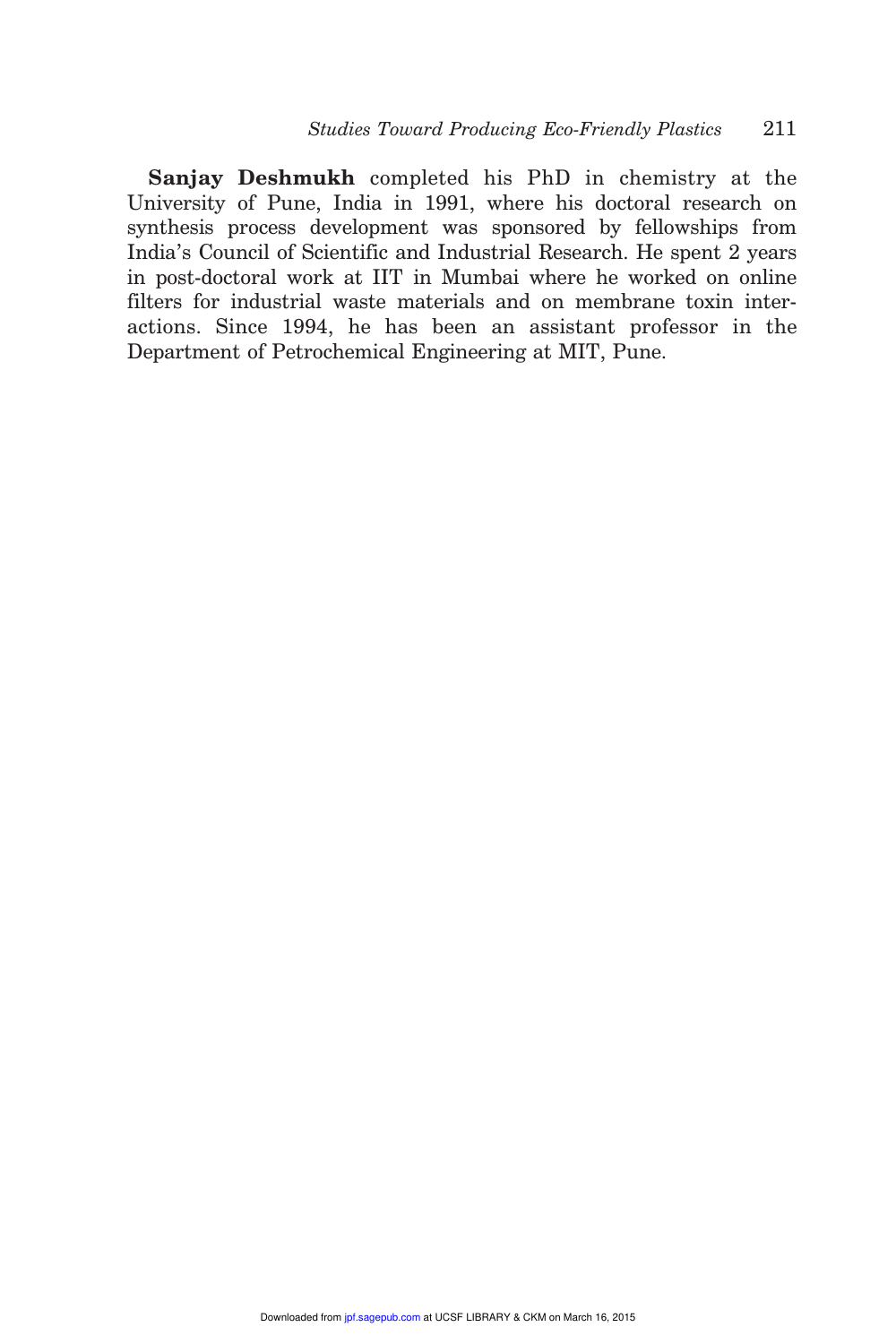**Sanjay Deshmukh** completed his PhD in chemistry at the University of Pune, India in 1991, where his doctoral research on synthesis process development was sponsored by fellowships from India's Council of Scientific and Industrial Research. He spent 2 years in post-doctoral work at IIT in Mumbai where he worked on online filters for industrial waste materials and on membrane toxin interactions. Since 1994, he has been an assistant professor in the Department of Petrochemical Engineering at MIT, Pune.